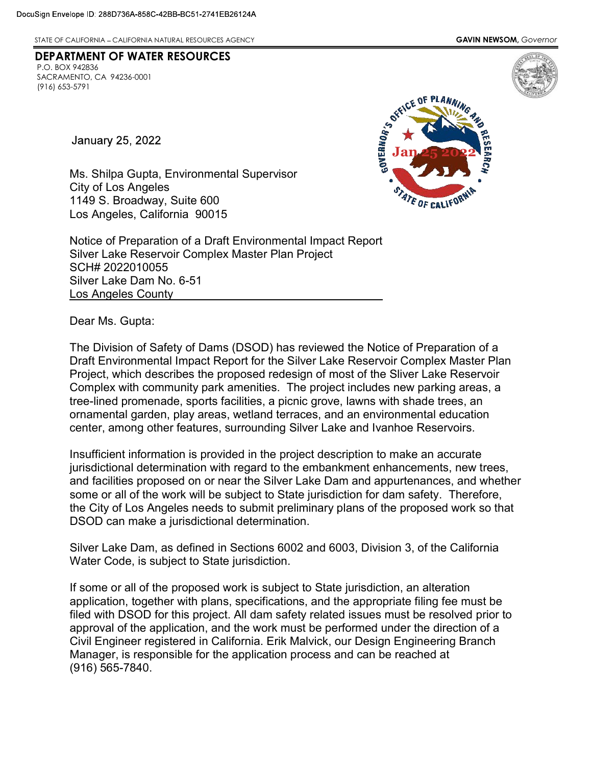DocuSign Envelope ID: 288D736A-858C-42BB-BC51-2741EB26124A

STATE OF CALIFORNIA – CALIFORNIA NATURAL RESOURCES AGENCY

**GAVIN NEWSOM,** *Governor*

**DEPARTMENT OF WATER RESOURCES**
P.O. BOX 942836
SACRAMENTO, CA 94236-0001
(916) 653-5791

GOVERNOR'S OFFICE OF PLANNING AND RESEARCH
Jan 25 2022
STATE OF CALIFORNIA

January 25, 2022

Ms. Shilpa Gupta, Environmental Supervisor
City of Los Angeles
1149 S. Broadway, Suite 600
Los Angeles, California 90015

Notice of Preparation of a Draft Environmental Impact Report
Silver Lake Reservoir Complex Master Plan Project
SCH# 2022010055
Silver Lake Dam No. 6-51
Los Angeles County

Dear Ms. Gupta:

The Division of Safety of Dams (DSOD) has reviewed the Notice of Preparation of a Draft Environmental Impact Report for the Silver Lake Reservoir Complex Master Plan Project, which describes the proposed redesign of most of the Sliver Lake Reservoir Complex with community park amenities. The project includes new parking areas, a tree-lined promenade, sports facilities, a picnic grove, lawns with shade trees, an ornamental garden, play areas, wetland terraces, and an environmental education center, among other features, surrounding Silver Lake and Ivanhoe Reservoirs.

Insufficient information is provided in the project description to make an accurate jurisdictional determination with regard to the embankment enhancements, new trees, and facilities proposed on or near the Silver Lake Dam and appurtenances, and whether some or all of the work will be subject to State jurisdiction for dam safety. Therefore, the City of Los Angeles needs to submit preliminary plans of the proposed work so that DSOD can make a jurisdictional determination.

Silver Lake Dam, as defined in Sections 6002 and 6003, Division 3, of the California Water Code, is subject to State jurisdiction.

If some or all of the proposed work is subject to State jurisdiction, an alteration application, together with plans, specifications, and the appropriate filing fee must be filed with DSOD for this project. All dam safety related issues must be resolved prior to approval of the application, and the work must be performed under the direction of a Civil Engineer registered in California. Erik Malvick, our Design Engineering Branch Manager, is responsible for the application process and can be reached at (916) 565-7840.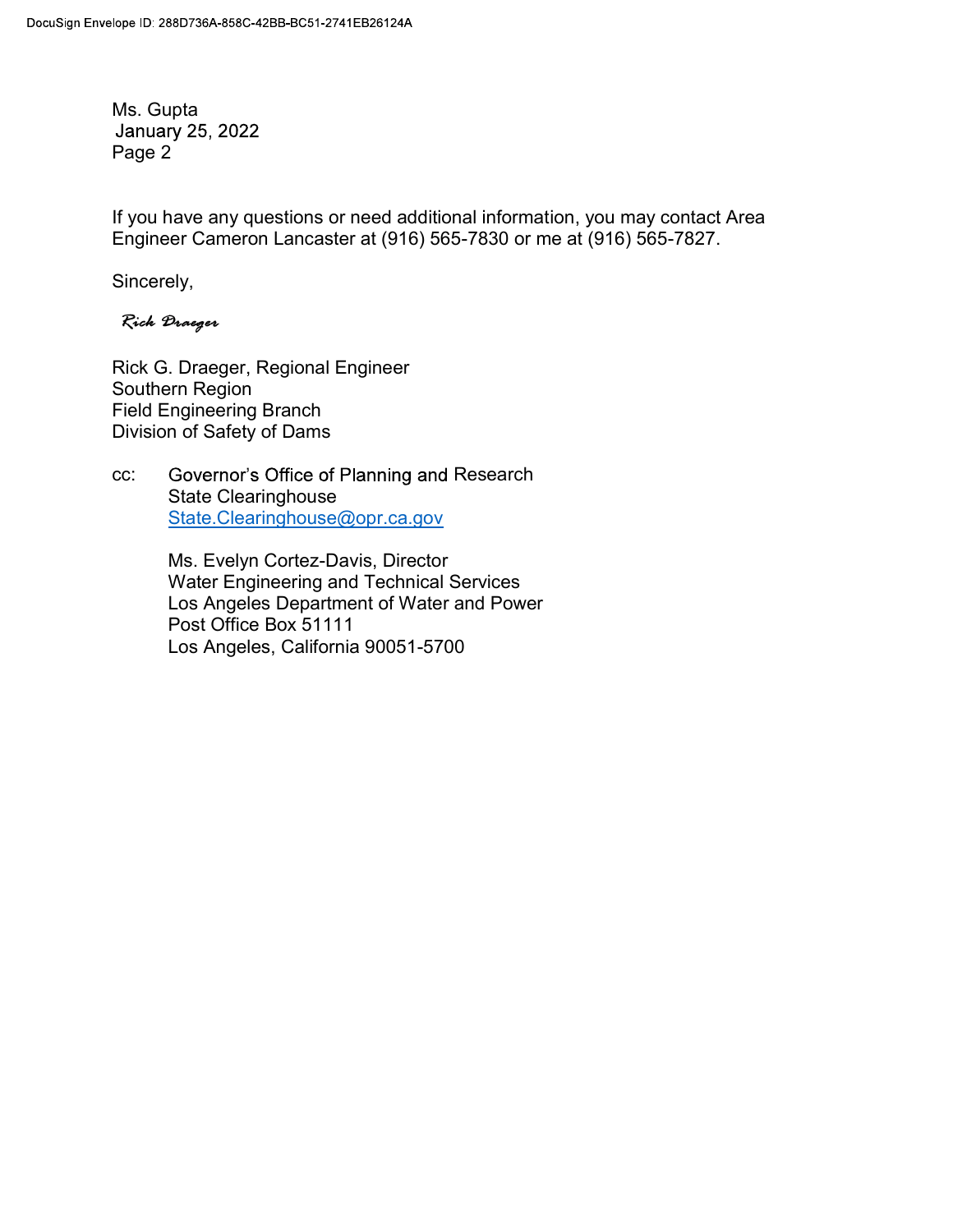If you have any questions or need additional information, you may contact Area Engineer Cameron Lancaster at (916) 565-7830 or me at (916) 565-7827.

Sincerely,

*Rick Draeger*

Rick G. Draeger, Regional Engineer
Southern Region
Field Engineering Branch
Division of Safety of Dams

cc: Governor's Office of Planning and Research
State Clearinghouse
State.Clearinghouse@opr.ca.gov

Ms. Evelyn Cortez-Davis, Director
Water Engineering and Technical Services
Los Angeles Department of Water and Power
Post Office Box 51111
Los Angeles, California 90051-5700